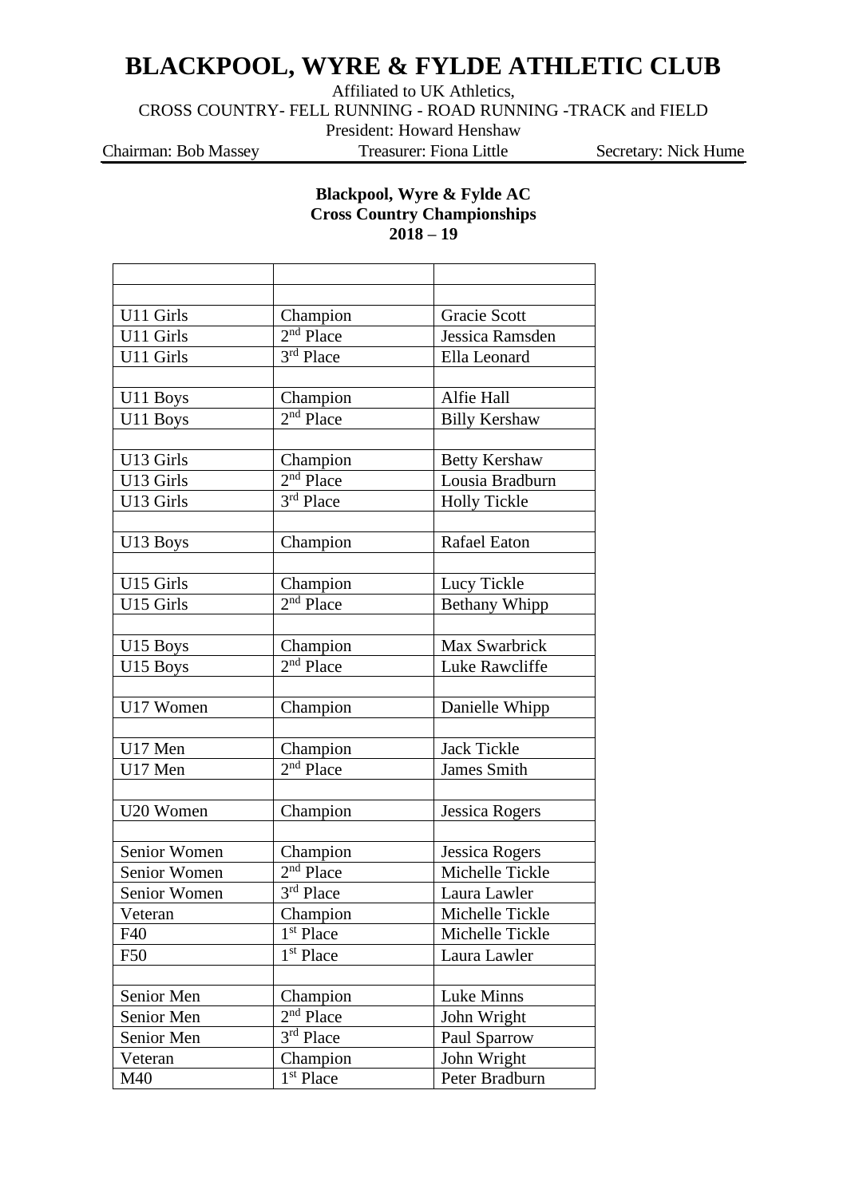# BLACKPOOL, WYRE & FYLDE ATHLETIC CLUB

Affiliated to UK Athletics,

CROSS COUNTRY- FELL RUNNING - ROAD RUNNING -TRACK and FIELD

President: Howard Henshaw

Chairman: Bob Massey | Treasurer: Fiona Little | Secretary: Nick Hume

**Blackpool, Wyre & Fylde AC**
**Cross Country Championships**
**2018 – 19**

| | | |
|---|---|---|
| | | |
| U11 Girls | Champion | Gracie Scott |
| U11 Girls | 2nd Place | Jessica Ramsden |
| U11 Girls | 3rd Place | Ella Leonard |
| | | |
| U11 Boys | Champion | Alfie Hall |
| U11 Boys | 2nd Place | Billy Kershaw |
| | | |
| U13 Girls | Champion | Betty Kershaw |
| U13 Girls | 2nd Place | Lousia Bradburn |
| U13 Girls | 3rd Place | Holly Tickle |
| | | |
| U13 Boys | Champion | Rafael Eaton |
| | | |
| U15 Girls | Champion | Lucy Tickle |
| U15 Girls | 2nd Place | Bethany Whipp |
| | | |
| U15 Boys | Champion | Max Swarbrick |
| U15 Boys | 2nd Place | Luke Rawcliffe |
| | | |
| U17 Women | Champion | Danielle Whipp |
| | | |
| U17 Men | Champion | Jack Tickle |
| U17 Men | 2nd Place | James Smith |
| | | |
| U20 Women | Champion | Jessica Rogers |
| | | |
| Senior Women | Champion | Jessica Rogers |
| Senior Women | 2nd Place | Michelle Tickle |
| Senior Women | 3rd Place | Laura Lawler |
| Veteran | Champion | Michelle Tickle |
| F40 | 1st Place | Michelle Tickle |
| F50 | 1st Place | Laura Lawler |
| | | |
| Senior Men | Champion | Luke Minns |
| Senior Men | 2nd Place | John Wright |
| Senior Men | 3rd Place | Paul Sparrow |
| Veteran | Champion | John Wright |
| M40 | 1st Place | Peter Bradburn |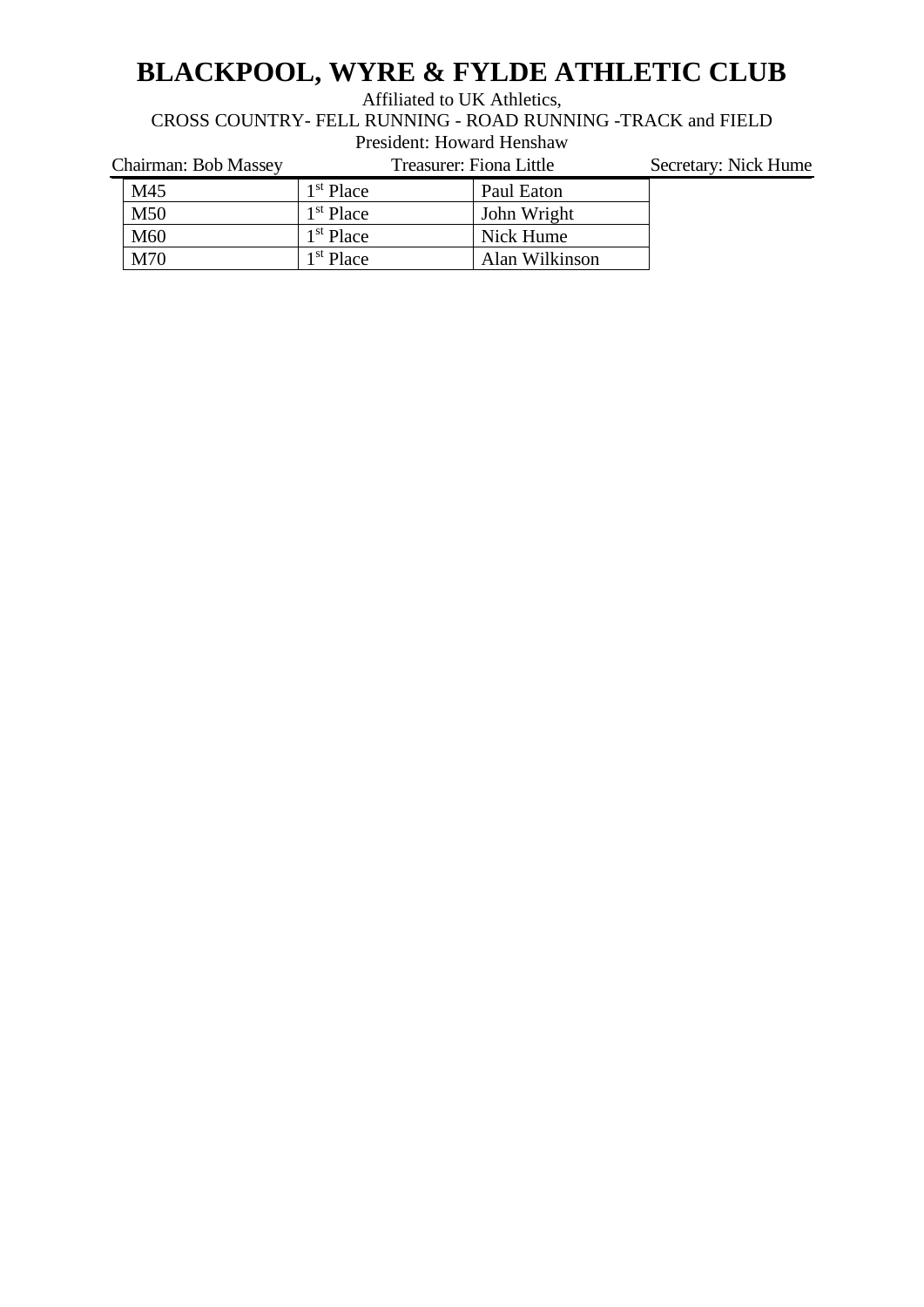| | | |
|---|---|---|
| M45 | 1st Place | Paul Eaton |
| M50 | 1st Place | John Wright |
| M60 | 1st Place | Nick Hume |
| M70 | 1st Place | Alan Wilkinson |